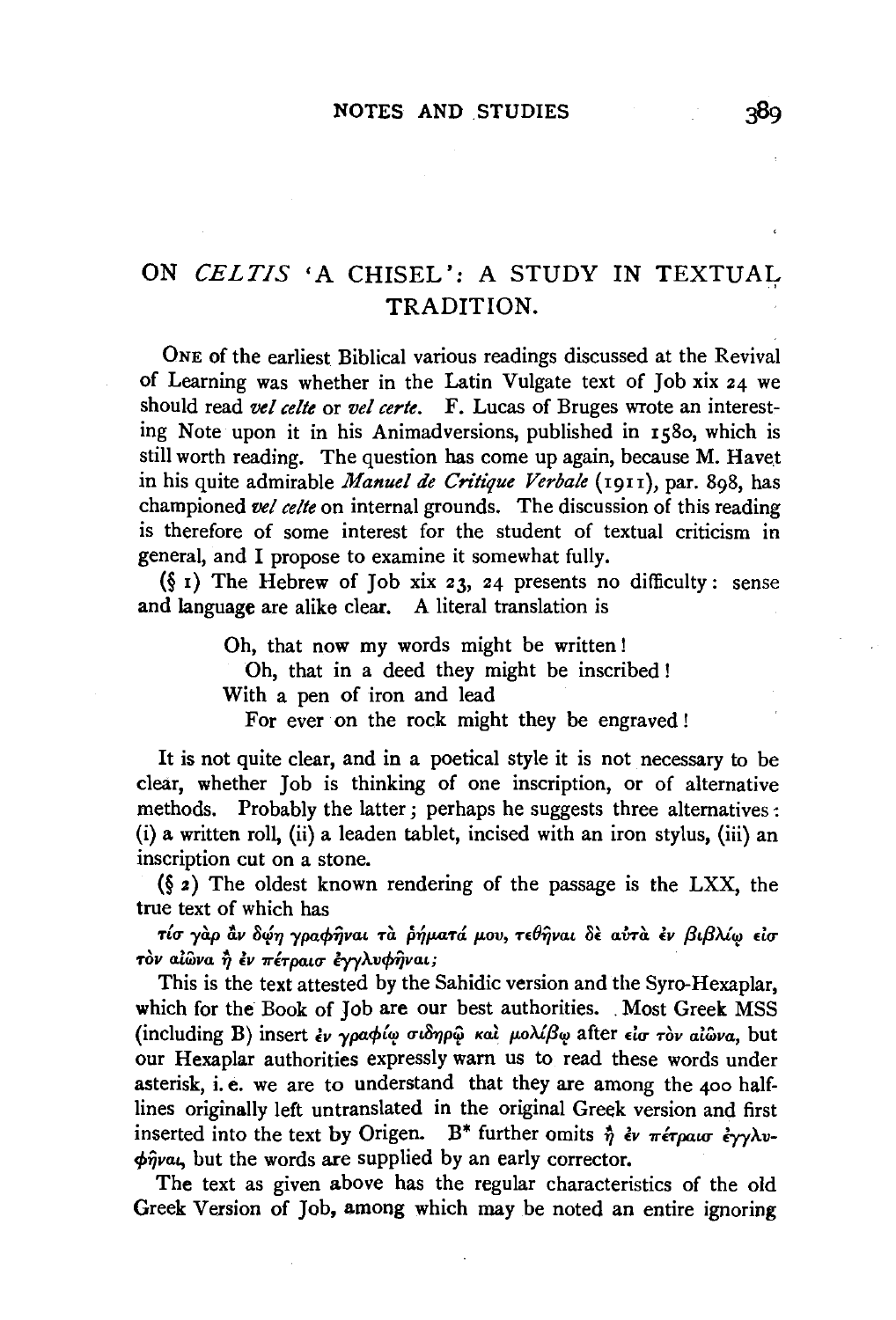## ON *CELTIS* 'A CHISEL': A STUDY IN TEXTUAL TRADITION.

ONE of the earliest Biblical various readings discussed at the Revival of Learning was whether in the Latin Vulgate text of Job xix 24 we should read *vel celte* or *vel certe*. F. Lucas of Bruges wrote an interesting Note upon it in his Animadversions, published in 1580, which is still worth reading. The question has come up again, because M. Havet in his quite admirable *Manuel de Critique Verbale* (1911), par. 898, has championed *vel celte* on internal grounds. The discussion of this reading is therefore of some interest for the student of textual criticism in general, and I propose to examine it somewhat fully.

(§ 1) The Hebrew of Job xix 23, 24 presents no difficulty: sense and language are alike clear. A literal translation is

> Oh, that now my words might be written!
> Oh, that in a deed they might be inscribed!
> With a pen of iron and lead
> For ever on the rock might they be engraved!

It is not quite clear, and in a poetical style it is not necessary to be clear, whether Job is thinking of one inscription, or of alternative methods. Probably the latter; perhaps he suggests three alternatives: (i) a written roll, (ii) a leaden tablet, incised with an iron stylus, (iii) an inscription cut on a stone.

(§ 2) The oldest known rendering of the passage is the LXX, the true text of which has

τίσ γὰρ ἂν δῴη γραφῆναι τὰ ῥήματά μου, τεθῆναι δὲ αὐτὰ ἐν βιβλίῳ εἰσ τὸν αἰῶνα ἢ ἐν πέτραισ ἐγγλυφῆναι;

This is the text attested by the Sahidic version and the Syro-Hexaplar, which for the Book of Job are our best authorities. Most Greek MSS (including B) insert ἐν γραφίῳ σιδηρῷ καὶ μολίβῳ after εἰσ τὸν αἰῶνα, but our Hexaplar authorities expressly warn us to read these words under asterisk, i. e. we are to understand that they are among the 400 half-lines originally left untranslated in the original Greek version and first inserted into the text by Origen. B* further omits ἢ ἐν πέτραισ ἐγγλυφῆναι, but the words are supplied by an early corrector.

The text as given above has the regular characteristics of the old Greek Version of Job, among which may be noted an entire ignoring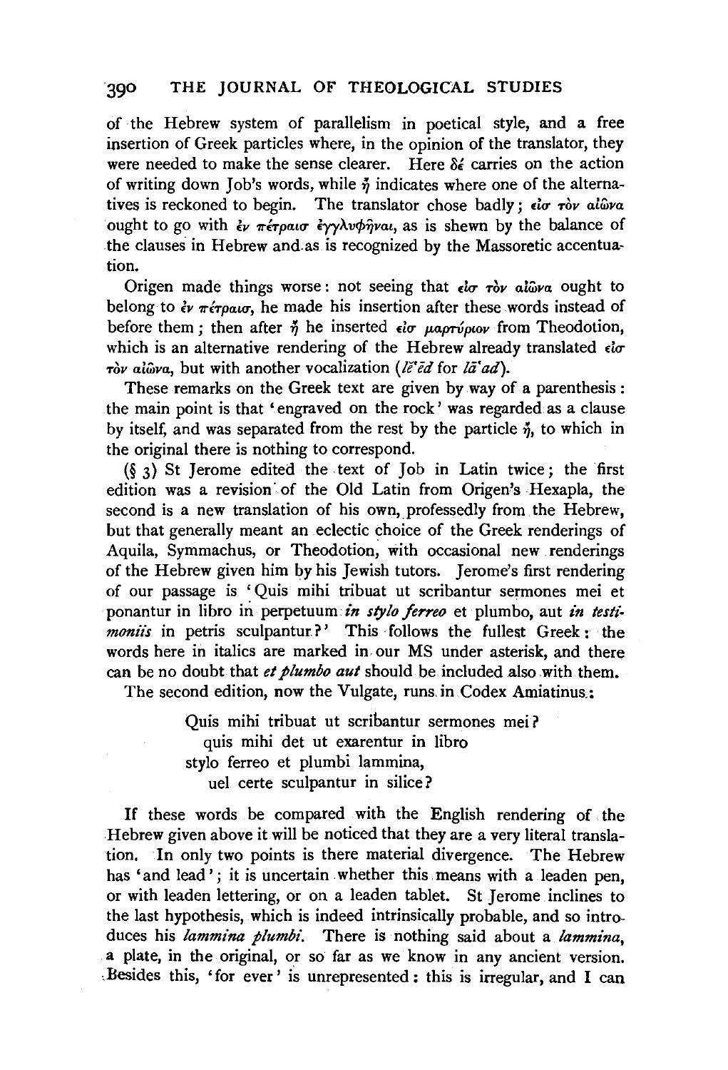of the Hebrew system of parallelism in poetical style, and a free insertion of Greek particles where, in the opinion of the translator, they were needed to make the sense clearer. Here δέ carries on the action of writing down Job's words, while ἤ indicates where one of the alternatives is reckoned to begin. The translator chose badly; εἰσ τὸν αἰῶνα ought to go with ἐν πέτραισ ἐγγλυφῆναι, as is shewn by the balance of the clauses in Hebrew and as is recognized by the Massoretic accentuation.

Origen made things worse: not seeing that εἰσ τὸν αἰῶνα ought to belong to ἐν πέτραισ, he made his insertion after these words instead of before them; then after ἤ he inserted εἰσ μαρτύριον from Theodotion, which is an alternative rendering of the Hebrew already translated εἰσ τὸν αἰῶνα, but with another vocalization (*lĕʿēd* for *lāʿad*).

These remarks on the Greek text are given by way of a parenthesis: the main point is that 'engraved on the rock' was regarded as a clause by itself, and was separated from the rest by the particle ἤ, to which in the original there is nothing to correspond.

(§ 3) St Jerome edited the text of Job in Latin twice; the first edition was a revision of the Old Latin from Origen's Hexapla, the second is a new translation of his own, professedly from the Hebrew, but that generally meant an eclectic choice of the Greek renderings of Aquila, Symmachus, or Theodotion, with occasional new renderings of the Hebrew given him by his Jewish tutors. Jerome's first rendering of our passage is 'Quis mihi tribuat ut scribantur sermones mei et ponantur in libro in perpetuum *in stylo ferreo* et plumbo, aut *in testimoniis* in petris sculpantur?' This follows the fullest Greek: the words here in italics are marked in our MS under asterisk, and there can be no doubt that *et plumbo aut* should be included also with them.

The second edition, now the Vulgate, runs in Codex Amiatinus:

> Quis mihi tribuat ut scribantur sermones mei?
> quis mihi det ut exarentur in libro
> stylo ferreo et plumbi lammina,
> uel certe sculpantur in silice?

If these words be compared with the English rendering of the Hebrew given above it will be noticed that they are a very literal translation. In only two points is there material divergence. The Hebrew has 'and lead'; it is uncertain whether this means with a leaden pen, or with leaden lettering, or on a leaden tablet. St Jerome inclines to the last hypothesis, which is indeed intrinsically probable, and so introduces his *lammina plumbi*. There is nothing said about a *lammina*, a plate, in the original, or so far as we know in any ancient version. Besides this, 'for ever' is unrepresented: this is irregular, and I can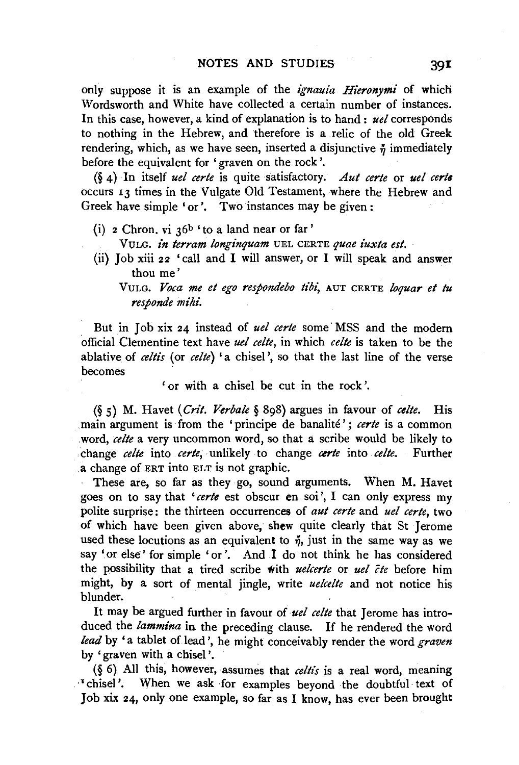only suppose it is an example of the *ignauia Hieronymi* of which Wordsworth and White have collected a certain number of instances. In this case, however, a kind of explanation is to hand: *uel* corresponds to nothing in the Hebrew, and therefore is a relic of the old Greek rendering, which, as we have seen, inserted a disjunctive ἢ immediately before the equivalent for 'graven on the rock'.

(§ 4) In itself *uel certe* is quite satisfactory. *Aut certe* or *uel certe* occurs 13 times in the Vulgate Old Testament, where the Hebrew and Greek have simple 'or'. Two instances may be given:

(i) 2 Chron. vi 36[b] 'to a land near or far'
  VULG. *in terram longinquam* UEL CERTE *quae iuxta est.*

(ii) Job xiii 22 'call and I will answer, or I will speak and answer thou me'
  VULG. *Voca me et ego respondebo tibi,* AUT CERTE *loquar et tu responde mihi.*

But in Job xix 24 instead of *uel certe* some MSS and the modern official Clementine text have *uel celte*, in which *celte* is taken to be the ablative of *celtis* (or *celte*) 'a chisel', so that the last line of the verse becomes

'or with a chisel be cut in the rock'.

(§ 5) M. Havet (*Crit. Verbale* § 898) argues in favour of *celte*. His main argument is from the 'principe de banalité'; *certe* is a common word, *celte* a very uncommon word, so that a scribe would be likely to change *celte* into *certe*, unlikely to change *certe* into *celte*. Further a change of ERT into ELT is not graphic.

These are, so far as they go, sound arguments. When M. Havet goes on to say that '*certe* est obscur en soi', I can only express my polite surprise: the thirteen occurrences of *aut certe* and *uel certe*, two of which have been given above, shew quite clearly that St Jerome used these locutions as an equivalent to ἤ, just in the same way as we say 'or else' for simple 'or'. And I do not think he has considered the possibility that a tired scribe with *uelcerte* or *uel c̄te* before him might, by a sort of mental jingle, write *uelcelte* and not notice his blunder.

It may be argued further in favour of *uel celte* that Jerome has introduced the *lammina* in the preceding clause. If he rendered the word *lead* by 'a tablet of lead', he might conceivably render the word *graven* by 'graven with a chisel'.

(§ 6) All this, however, assumes that *celtis* is a real word, meaning 'chisel'. When we ask for examples beyond the doubtful text of Job xix 24, only one example, so far as I know, has ever been brought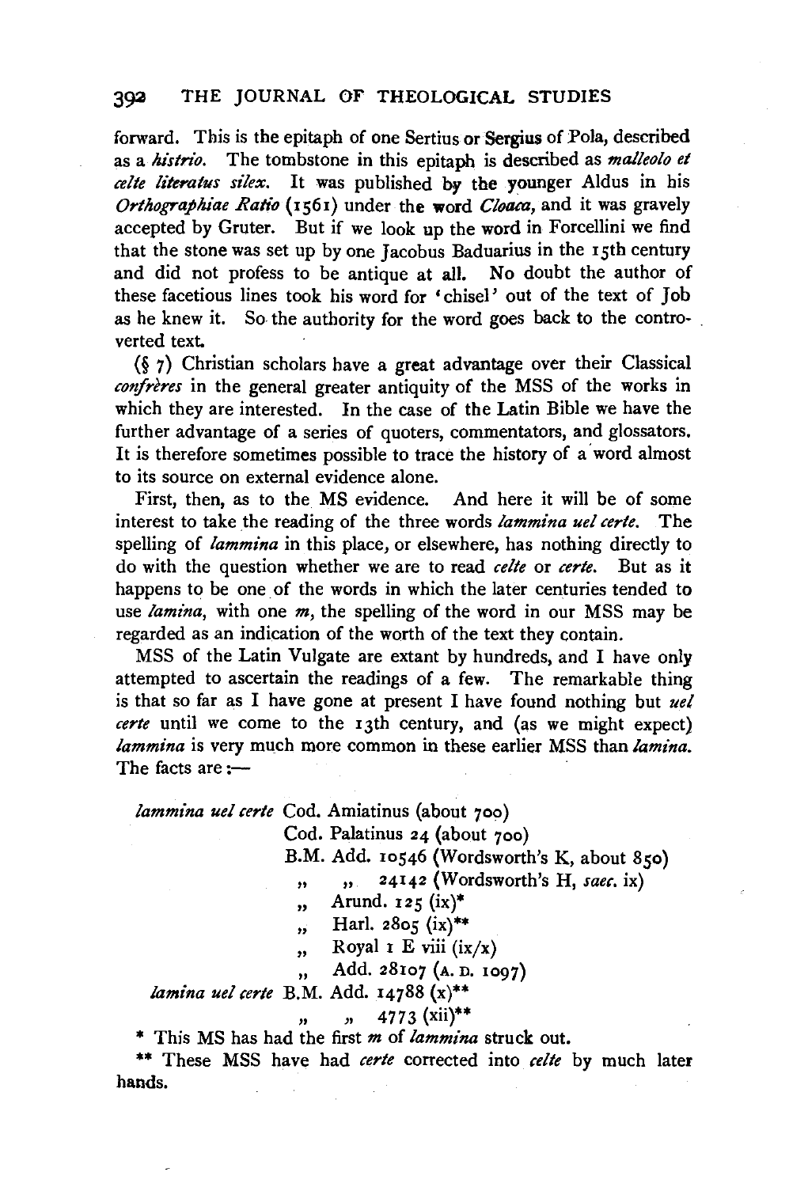forward. This is the epitaph of one Sertius or Sergius of Pola, described as a *histrio*. The tombstone in this epitaph is described as *malleolo et celte literatus silex*. It was published by the younger Aldus in his *Orthographiae Ratio* (1561) under the word *Cloaca*, and it was gravely accepted by Gruter. But if we look up the word in Forcellini we find that the stone was set up by one Jacobus Baduarius in the 15th century and did not profess to be antique at all. No doubt the author of these facetious lines took his word for 'chisel' out of the text of Job as he knew it. So the authority for the word goes back to the controverted text.

(§ 7) Christian scholars have a great advantage over their Classical *confrères* in the general greater antiquity of the MSS of the works in which they are interested. In the case of the Latin Bible we have the further advantage of a series of quoters, commentators, and glossators. It is therefore sometimes possible to trace the history of a word almost to its source on external evidence alone.

First, then, as to the MS evidence. And here it will be of some interest to take the reading of the three words *lammina uel certe*. The spelling of *lammina* in this place, or elsewhere, has nothing directly to do with the question whether we are to read *celte* or *certe*. But as it happens to be one of the words in which the later centuries tended to use *lamina*, with one *m*, the spelling of the word in our MSS may be regarded as an indication of the worth of the text they contain.

MSS of the Latin Vulgate are extant by hundreds, and I have only attempted to ascertain the readings of a few. The remarkable thing is that so far as I have gone at present I have found nothing but *uel certe* until we come to the 13th century, and (as we might expect) *lammina* is very much more common in these earlier MSS than *lamina*. The facts are:—

*lammina uel certe* Cod. Amiatinus (about 700)
Cod. Palatinus 24 (about 700)
B.M. Add. 10546 (Wordsworth's K, about 850)
" " 24142 (Wordsworth's H, *saec.* ix)
" Arund. 125 (ix)*
" Harl. 2805 (ix)**
" Royal 1 E viii (ix/x)
" Add. 28107 (A.D. 1097)

*lamina uel certe* B.M. Add. 14788 (x)**
" " 4773 (xii)**

\* This MS has had the first *m* of *lammina* struck out.

\*\* These MSS have had *certe* corrected into *celte* by much later hands.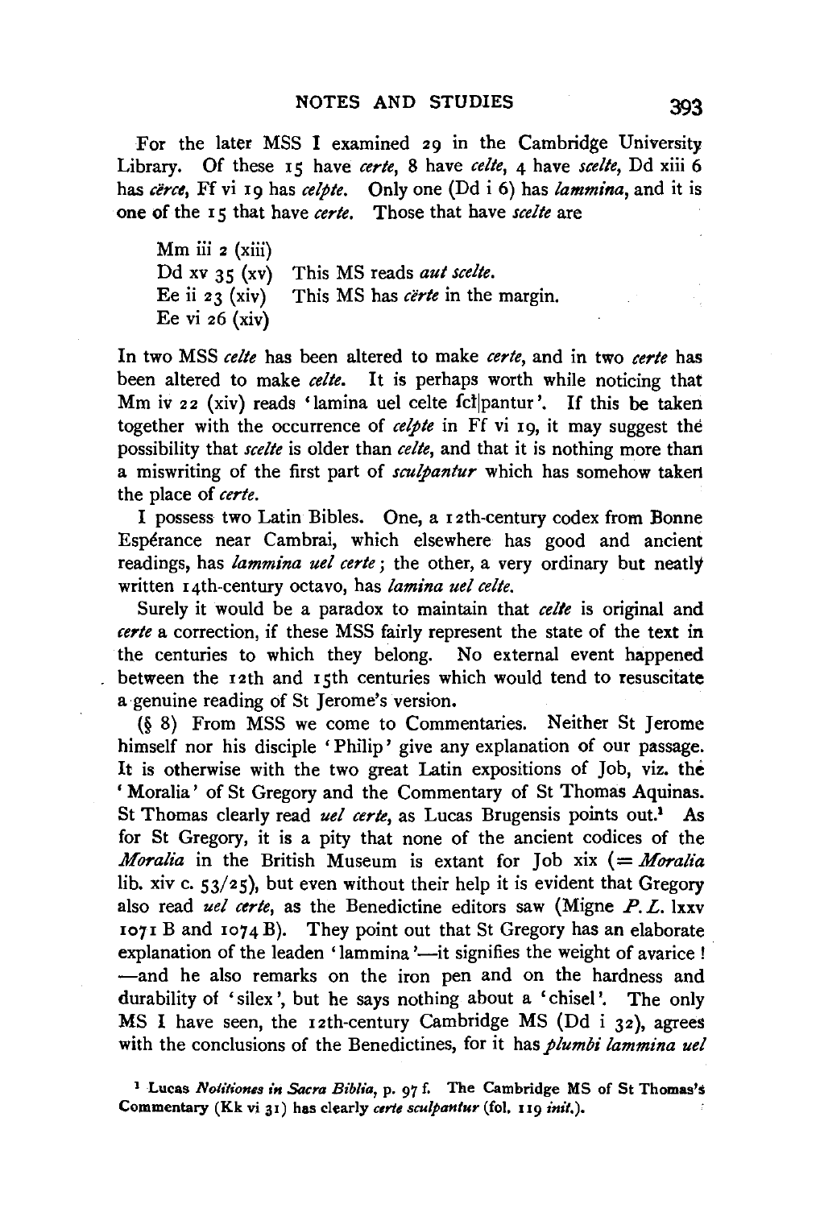For the later MSS I examined 29 in the Cambridge University Library. Of these 15 have *certe*, 8 have *celte*, 4 have *scelte*, Dd xiii 6 has *cërce*, Ff vi 19 has *celpte*. Only one (Dd i 6) has *lammina*, and it is one of the 15 that have *certe*. Those that have *scelte* are

| | |
|---|---|
| Mm iii 2 (xiii) | |
| Dd xv 35 (xv) | This MS reads *aut scelte*. |
| Ee ii 23 (xiv) | This MS has *cërte* in the margin. |
| Ee vi 26 (xiv) | |

In two MSS *celte* has been altered to make *certe*, and in two *certe* has been altered to make *celte*. It is perhaps worth while noticing that Mm iv 22 (xiv) reads 'lamina uel celte ſcl|pantur'. If this be taken together with the occurrence of *celpte* in Ff vi 19, it may suggest the possibility that *scelte* is older than *celte*, and that it is nothing more than a miswriting of the first part of *sculpantur* which has somehow taken the place of *certe*.

I possess two Latin Bibles. One, a 12th-century codex from Bonne Espérance near Cambrai, which elsewhere has good and ancient readings, has *lammina uel certe*; the other, a very ordinary but neatly written 14th-century octavo, has *lamina uel celte*.

Surely it would be a paradox to maintain that *celte* is original and *certe* a correction, if these MSS fairly represent the state of the text in the centuries to which they belong. No external event happened between the 12th and 15th centuries which would tend to resuscitate a genuine reading of St Jerome's version.

(§ 8) From MSS we come to Commentaries. Neither St Jerome himself nor his disciple 'Philip' give any explanation of our passage. It is otherwise with the two great Latin expositions of Job, viz. the 'Moralia' of St Gregory and the Commentary of St Thomas Aquinas. St Thomas clearly read *uel certe*, as Lucas Brugensis points out.[1] As for St Gregory, it is a pity that none of the ancient codices of the *Moralia* in the British Museum is extant for Job xix (= *Moralia* lib. xiv c. 53/25), but even without their help it is evident that Gregory also read *uel certe*, as the Benedictine editors saw (Migne *P. L.* lxxv 1071 B and 1074 B). They point out that St Gregory has an elaborate explanation of the leaden 'lammina'—it signifies the weight of avarice! —and he also remarks on the iron pen and on the hardness and durability of 'silex', but he says nothing about a 'chisel'. The only MS I have seen, the 12th-century Cambridge MS (Dd i 32), agrees with the conclusions of the Benedictines, for it has *plumbi lammina uel*

[1] Lucas *Notitiones in Sacra Biblia*, p. 97 f. The Cambridge MS of St Thomas's Commentary (Kk vi 31) has clearly *certe sculpantur* (fol. 119 *init.*).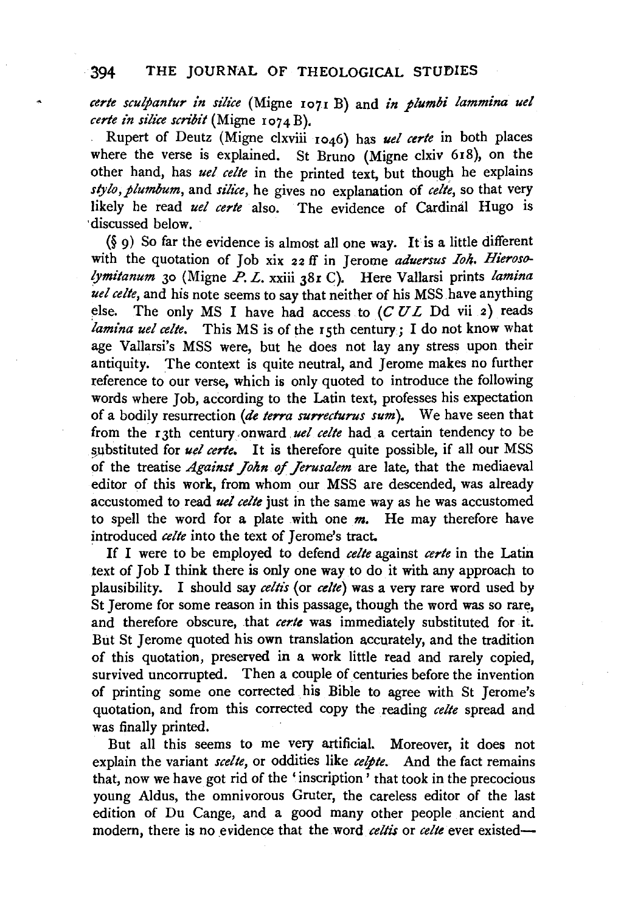*certe sculpantur in silice* (Migne 1071 B) and *in plumbi lammina uel certe in silice scribit* (Migne 1074 B).

Rupert of Deutz (Migne clxviii 1046) has *uel certe* in both places where the verse is explained. St Bruno (Migne clxiv 618), on the other hand, has *uel celte* in the printed text, but though he explains *stylo, plumbum*, and *silice*, he gives no explanation of *celte*, so that very likely he read *uel certe* also. The evidence of Cardinal Hugo is discussed below.

(§ 9) So far the evidence is almost all one way. It is a little different with the quotation of Job xix 22 ff in Jerome *aduersus Ioh. Hierosolymitanum* 30 (Migne *P. L.* xxiii 381 C). Here Vallarsi prints *lamina uel celte*, and his note seems to say that neither of his MSS have anything else. The only MS I have had access to (*C UL* Dd vii 2) reads *lamina uel celte*. This MS is of the 15th century; I do not know what age Vallarsi's MSS were, but he does not lay any stress upon their antiquity. The context is quite neutral, and Jerome makes no further reference to our verse, which is only quoted to introduce the following words where Job, according to the Latin text, professes his expectation of a bodily resurrection (*de terra surrecturus sum*). We have seen that from the 13th century onward *uel celte* had a certain tendency to be substituted for *uel certe*. It is therefore quite possible, if all our MSS of the treatise *Against John of Jerusalem* are late, that the mediaeval editor of this work, from whom our MSS are descended, was already accustomed to read *uel celte* just in the same way as he was accustomed to spell the word for a plate with one *m*. He may therefore have introduced *celte* into the text of Jerome's tract.

If I were to be employed to defend *celte* against *certe* in the Latin text of Job I think there is only one way to do it with any approach to plausibility. I should say *celtis* (or *celte*) was a very rare word used by St Jerome for some reason in this passage, though the word was so rare, and therefore obscure, that *certe* was immediately substituted for it. But St Jerome quoted his own translation accurately, and the tradition of this quotation, preserved in a work little read and rarely copied, survived uncorrupted. Then a couple of centuries before the invention of printing some one corrected his Bible to agree with St Jerome's quotation, and from this corrected copy the reading *celte* spread and was finally printed.

But all this seems to me very artificial. Moreover, it does not explain the variant *scelte*, or oddities like *celpte*. And the fact remains that, now we have got rid of the 'inscription' that took in the precocious young Aldus, the omnivorous Gruter, the careless editor of the last edition of Du Cange, and a good many other people ancient and modern, there is no evidence that the word *celtis* or *celte* ever existed—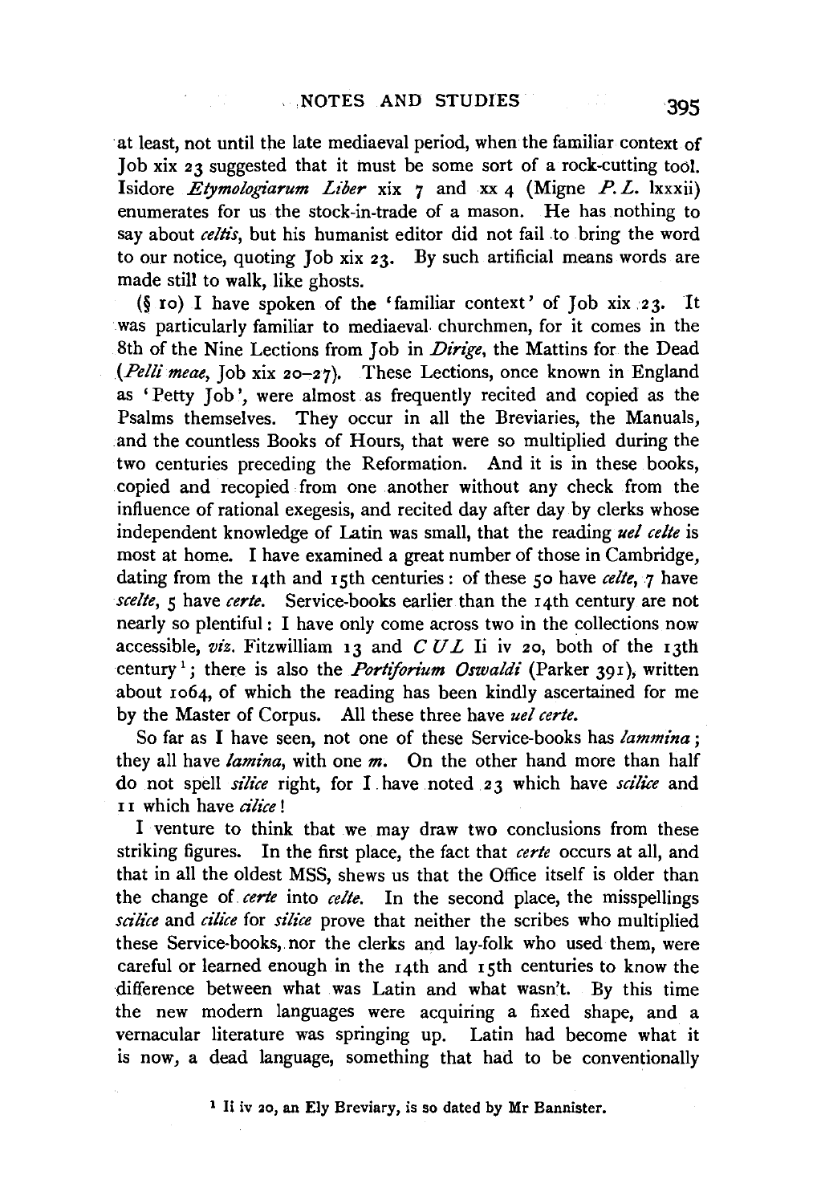at least, not until the late mediaeval period, when the familiar context of Job xix 23 suggested that it must be some sort of a rock-cutting tool. Isidore *Etymologiarum Liber* xix 7 and xx 4 (Migne *P. L.* lxxxii) enumerates for us the stock-in-trade of a mason. He has nothing to say about *celtis*, but his humanist editor did not fail to bring the word to our notice, quoting Job xix 23. By such artificial means words are made still to walk, like ghosts.

(§ 10) I have spoken of the 'familiar context' of Job xix 23. It was particularly familiar to mediaeval churchmen, for it comes in the 8th of the Nine Lections from Job in *Dirige*, the Mattins for the Dead (*Pelli meae*, Job xix 20–27). These Lections, once known in England as 'Petty Job', were almost as frequently recited and copied as the Psalms themselves. They occur in all the Breviaries, the Manuals, and the countless Books of Hours, that were so multiplied during the two centuries preceding the Reformation. And it is in these books, copied and recopied from one another without any check from the influence of rational exegesis, and recited day after day by clerks whose independent knowledge of Latin was small, that the reading *uel celte* is most at home. I have examined a great number of those in Cambridge, dating from the 14th and 15th centuries: of these 50 have *celte*, 7 have *scelte*, 5 have *certe*. Service-books earlier than the 14th century are not nearly so plentiful: I have only come across two in the collections now accessible, *viz.* Fitzwilliam 13 and *C U L* Ii iv 20, both of the 13th century[1]; there is also the *Portiforium Oswaldi* (Parker 391), written about 1064, of which the reading has been kindly ascertained for me by the Master of Corpus. All these three have *uel certe*.

So far as I have seen, not one of these Service-books has *lammina*; they all have *lamina*, with one *m*. On the other hand more than half do not spell *silice* right, for I have noted 23 which have *scilice* and 11 which have *cilice*!

I venture to think that we may draw two conclusions from these striking figures. In the first place, the fact that *certe* occurs at all, and that in all the oldest MSS, shews us that the Office itself is older than the change of *certe* into *celte*. In the second place, the misspellings *scilice* and *cilice* for *silice* prove that neither the scribes who multiplied these Service-books, nor the clerks and lay-folk who used them, were careful or learned enough in the 14th and 15th centuries to know the difference between what was Latin and what wasn't. By this time the new modern languages were acquiring a fixed shape, and a vernacular literature was springing up. Latin had become what it is now, a dead language, something that had to be conventionally

[1] Ii iv 20, an Ely Breviary, is so dated by Mr Bannister.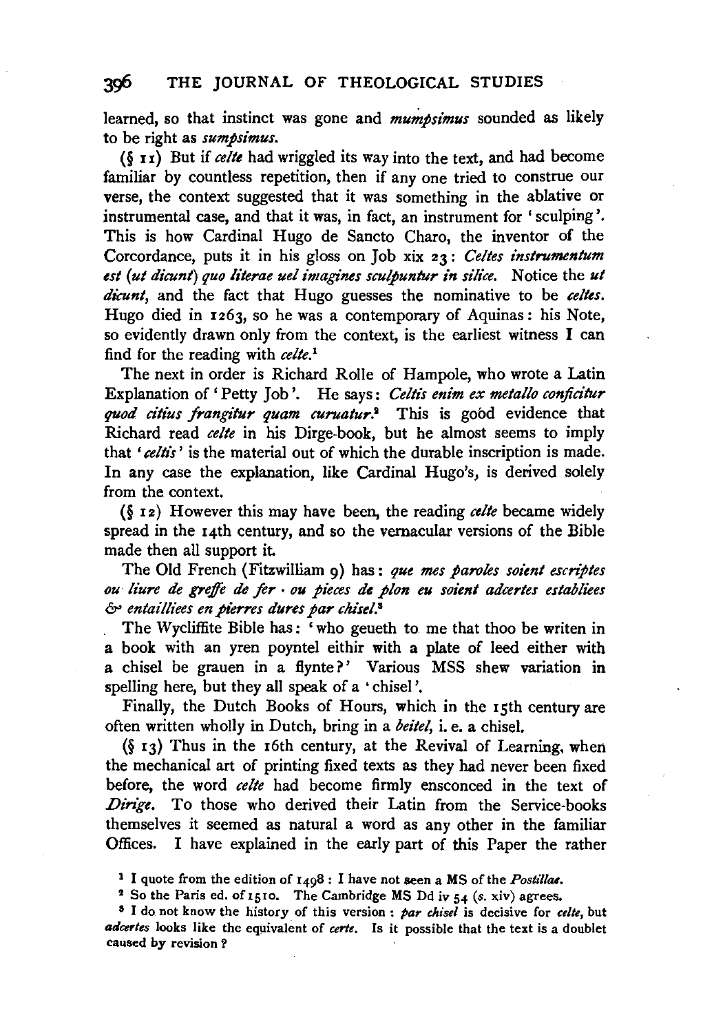learned, so that instinct was gone and *mumpsimus* sounded as likely to be right as *sumpsimus*.

(§ 11) But if *celte* had wriggled its way into the text, and had become familiar by countless repetition, then if any one tried to construe our verse, the context suggested that it was something in the ablative or instrumental case, and that it was, in fact, an instrument for 'sculping'. This is how Cardinal Hugo de Sancto Charo, the inventor of the Corcordance, puts it in his gloss on Job xix 23: *Celtes instrumentum est (ut dicunt) quo literae uel imagines sculpuntur in silice.* Notice the *ut dicunt*, and the fact that Hugo guesses the nominative to be *celtes*. Hugo died in 1263, so he was a contemporary of Aquinas: his Note, so evidently drawn only from the context, is the earliest witness I can find for the reading with *celte*.[1]

The next in order is Richard Rolle of Hampole, who wrote a Latin Explanation of 'Petty Job'. He says: *Celtis enim ex metallo conficitur quod citius frangitur quam curuatur*.[2] This is good evidence that Richard read *celte* in his Dirge-book, but he almost seems to imply that '*celtis*' is the material out of which the durable inscription is made. In any case the explanation, like Cardinal Hugo's, is derived solely from the context.

(§ 12) However this may have been, the reading *celte* became widely spread in the 14th century, and so the vernacular versions of the Bible made then all support it.

The Old French (Fitzwilliam 9) has: *que mes paroles soient escriptes ou liure de greffe de fer · ou pieces de plon eu soient adcertes establiees & entailliees en pierres dures par chisel*.[3]

The Wycliffite Bible has: 'who geueth to me that thoo be writen in a book with an yren poyntel eithir with a plate of leed either with a chisel be grauen in a flynte?' Various MSS shew variation in spelling here, but they all speak of a 'chisel'.

Finally, the Dutch Books of Hours, which in the 15th century are often written wholly in Dutch, bring in a *beitel*, i. e. a chisel.

(§ 13) Thus in the 16th century, at the Revival of Learning, when the mechanical art of printing fixed texts as they had never been fixed before, the word *celte* had become firmly ensconced in the text of *Dirige*. To those who derived their Latin from the Service-books themselves it seemed as natural a word as any other in the familiar Offices. I have explained in the early part of this Paper the rather

[1] I quote from the edition of 1498: I have not seen a MS of the *Postillae*.

[2] So the Paris ed. of 1510. The Cambridge MS Dd iv 54 (*s.* xiv) agrees.

[3] I do not know the history of this version: *par chisel* is decisive for *celte*, but *adcertes* looks like the equivalent of *certe*. Is it possible that the text is a doublet caused by revision?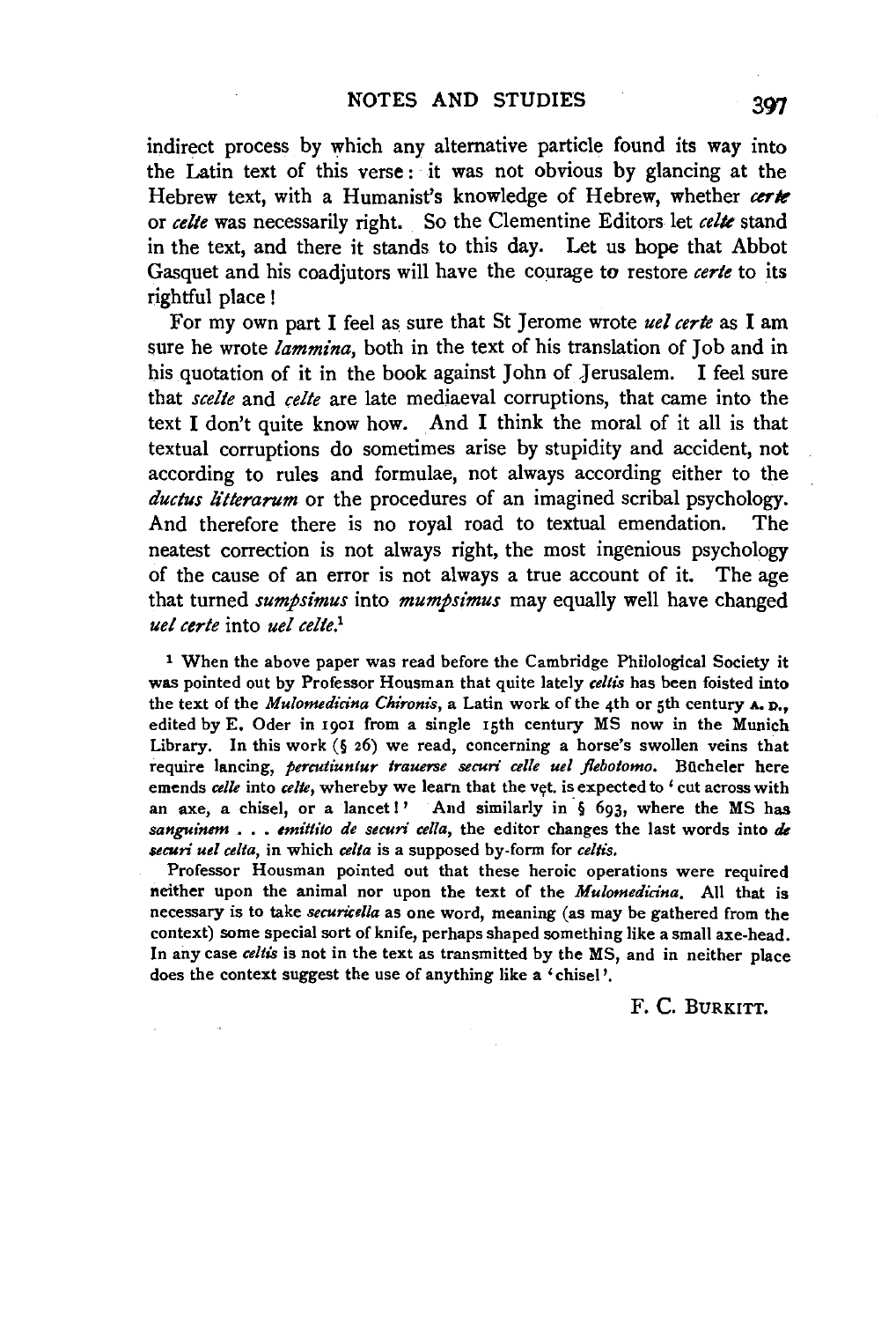indirect process by which any alternative particle found its way into the Latin text of this verse: it was not obvious by glancing at the Hebrew text, with a Humanist's knowledge of Hebrew, whether *certe* or *celte* was necessarily right. So the Clementine Editors let *celte* stand in the text, and there it stands to this day. Let us hope that Abbot Gasquet and his coadjutors will have the courage to restore *certe* to its rightful place!

For my own part I feel as sure that St Jerome wrote *uel certe* as I am sure he wrote *lammina*, both in the text of his translation of Job and in his quotation of it in the book against John of Jerusalem. I feel sure that *scelte* and *celte* are late mediaeval corruptions, that came into the text I don't quite know how. And I think the moral of it all is that textual corruptions do sometimes arise by stupidity and accident, not according to rules and formulae, not always according either to the *ductus litterarum* or the procedures of an imagined scribal psychology. And therefore there is no royal road to textual emendation. The neatest correction is not always right, the most ingenious psychology of the cause of an error is not always a true account of it. The age that turned *sumpsimus* into *mumpsimus* may equally well have changed *uel certe* into *uel celte*.[1]

[1] When the above paper was read before the Cambridge Philological Society it was pointed out by Professor Housman that quite lately *celtis* has been foisted into the text of the *Mulomedicina Chironis*, a Latin work of the 4th or 5th century A. D., edited by E. Oder in 1901 from a single 15th century MS now in the Munich Library. In this work (§ 26) we read, concerning a horse's swollen veins that require lancing, *percutiuntur trauerse securi celle uel flebotomo*. Bücheler here emends *celle* into *celte*, whereby we learn that the vet. is expected to 'cut across with an axe, a chisel, or a lancet!' And similarly in § 693, where the MS has *sanguinem . . . emittito de securi cella*, the editor changes the last words into *de securi uel celta*, in which *celta* is a supposed by-form for *celtis*.

Professor Housman pointed out that these heroic operations were required neither upon the animal nor upon the text of the *Mulomedicina*. All that is necessary is to take *securicella* as one word, meaning (as may be gathered from the context) some special sort of knife, perhaps shaped something like a small axe-head. In any case *celtis* is not in the text as transmitted by the MS, and in neither place does the context suggest the use of anything like a 'chisel'.

F. C. BURKITT.